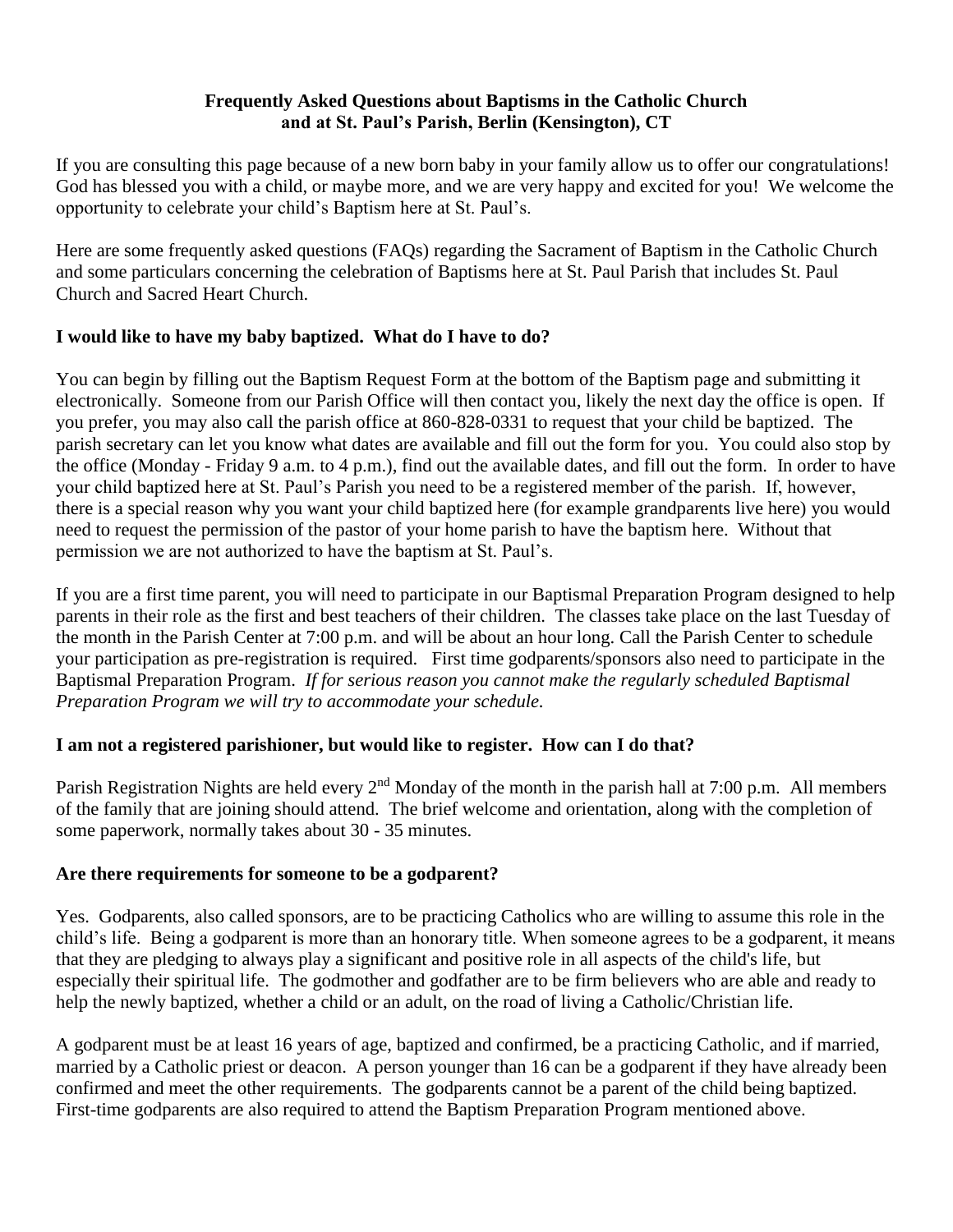# Frequently Asked Questions about Baptisms in the Catholic Church and at St. Paul's Parish, Berlin (Kensington), CT

If you are consulting this page because of a new born baby in your family allow us to offer our congratulations! God has blessed you with a child, or maybe more, and we are very happy and excited for you! We welcome the opportunity to celebrate your child's Baptism here at St. Paul's.

Here are some frequently asked questions (FAQs) regarding the Sacrament of Baptism in the Catholic Church and some particulars concerning the celebration of Baptisms here at St. Paul Parish that includes St. Paul Church and Sacred Heart Church.

## I would like to have my baby baptized. What do I have to do?

You can begin by filling out the Baptism Request Form at the bottom of the Baptism page and submitting it electronically. Someone from our Parish Office will then contact you, likely the next day the office is open. If you prefer, you may also call the parish office at 860-828-0331 to request that your child be baptized. The parish secretary can let you know what dates are available and fill out the form for you. You could also stop by the office (Monday - Friday 9 a.m. to 4 p.m.), find out the available dates, and fill out the form. In order to have your child baptized here at St. Paul's Parish you need to be a registered member of the parish. If, however, there is a special reason why you want your child baptized here (for example grandparents live here) you would need to request the permission of the pastor of your home parish to have the baptism here. Without that permission we are not authorized to have the baptism at St. Paul's.

If you are a first time parent, you will need to participate in our Baptismal Preparation Program designed to help parents in their role as the first and best teachers of their children. The classes take place on the last Tuesday of the month in the Parish Center at 7:00 p.m. and will be about an hour long. Call the Parish Center to schedule your participation as pre-registration is required. First time godparents/sponsors also need to participate in the Baptismal Preparation Program. *If for serious reason you cannot make the regularly scheduled Baptismal Preparation Program we will try to accommodate your schedule.*

## I am not a registered parishioner, but would like to register. How can I do that?

Parish Registration Nights are held every 2nd Monday of the month in the parish hall at 7:00 p.m. All members of the family that are joining should attend. The brief welcome and orientation, along with the completion of some paperwork, normally takes about 30 - 35 minutes.

## Are there requirements for someone to be a godparent?

Yes. Godparents, also called sponsors, are to be practicing Catholics who are willing to assume this role in the child's life. Being a godparent is more than an honorary title. When someone agrees to be a godparent, it means that they are pledging to always play a significant and positive role in all aspects of the child's life, but especially their spiritual life. The godmother and godfather are to be firm believers who are able and ready to help the newly baptized, whether a child or an adult, on the road of living a Catholic/Christian life.

A godparent must be at least 16 years of age, baptized and confirmed, be a practicing Catholic, and if married, married by a Catholic priest or deacon. A person younger than 16 can be a godparent if they have already been confirmed and meet the other requirements. The godparents cannot be a parent of the child being baptized. First-time godparents are also required to attend the Baptism Preparation Program mentioned above.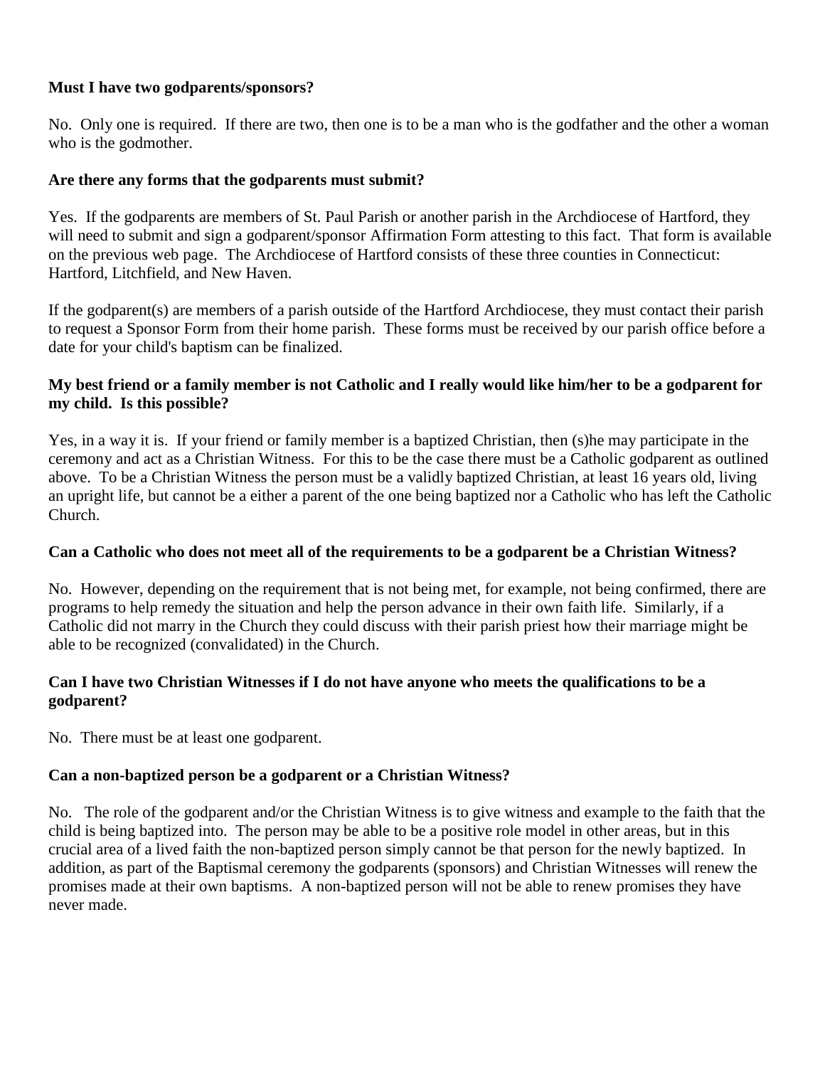**Must I have two godparents/sponsors?**

No. Only one is required. If there are two, then one is to be a man who is the godfather and the other a woman who is the godmother.

**Are there any forms that the godparents must submit?**

Yes. If the godparents are members of St. Paul Parish or another parish in the Archdiocese of Hartford, they will need to submit and sign a godparent/sponsor Affirmation Form attesting to this fact. That form is available on the previous web page. The Archdiocese of Hartford consists of these three counties in Connecticut: Hartford, Litchfield, and New Haven.

If the godparent(s) are members of a parish outside of the Hartford Archdiocese, they must contact their parish to request a Sponsor Form from their home parish. These forms must be received by our parish office before a date for your child's baptism can be finalized.

**My best friend or a family member is not Catholic and I really would like him/her to be a godparent for my child. Is this possible?**

Yes, in a way it is. If your friend or family member is a baptized Christian, then (s)he may participate in the ceremony and act as a Christian Witness. For this to be the case there must be a Catholic godparent as outlined above. To be a Christian Witness the person must be a validly baptized Christian, at least 16 years old, living an upright life, but cannot be a either a parent of the one being baptized nor a Catholic who has left the Catholic Church.

**Can a Catholic who does not meet all of the requirements to be a godparent be a Christian Witness?**

No. However, depending on the requirement that is not being met, for example, not being confirmed, there are programs to help remedy the situation and help the person advance in their own faith life. Similarly, if a Catholic did not marry in the Church they could discuss with their parish priest how their marriage might be able to be recognized (convalidated) in the Church.

**Can I have two Christian Witnesses if I do not have anyone who meets the qualifications to be a godparent?**

No. There must be at least one godparent.

**Can a non-baptized person be a godparent or a Christian Witness?**

No. The role of the godparent and/or the Christian Witness is to give witness and example to the faith that the child is being baptized into. The person may be able to be a positive role model in other areas, but in this crucial area of a lived faith the non-baptized person simply cannot be that person for the newly baptized. In addition, as part of the Baptismal ceremony the godparents (sponsors) and Christian Witnesses will renew the promises made at their own baptisms. A non-baptized person will not be able to renew promises they have never made.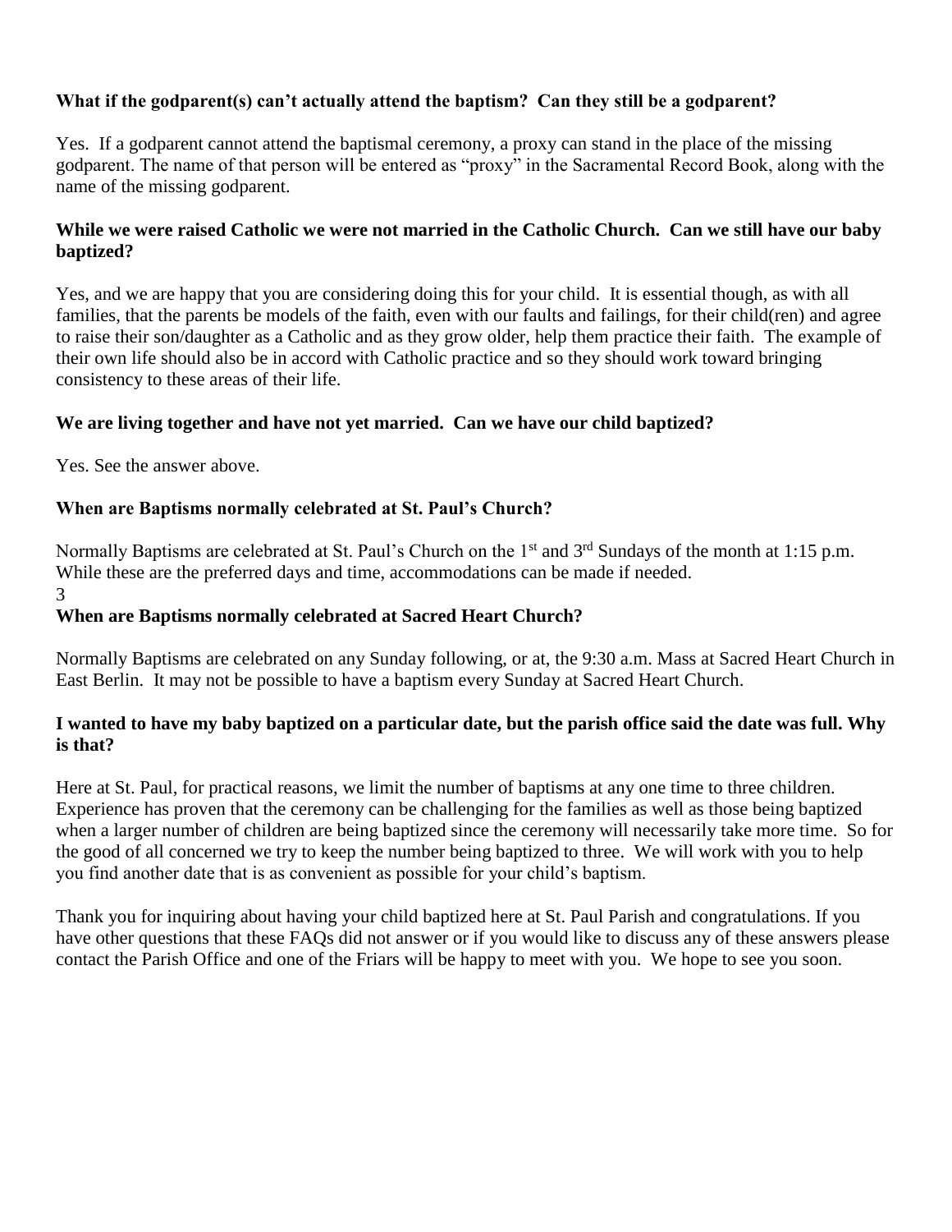**What if the godparent(s) can't actually attend the baptism? Can they still be a godparent?**

Yes. If a godparent cannot attend the baptismal ceremony, a proxy can stand in the place of the missing godparent. The name of that person will be entered as "proxy" in the Sacramental Record Book, along with the name of the missing godparent.

**While we were raised Catholic we were not married in the Catholic Church. Can we still have our baby baptized?**

Yes, and we are happy that you are considering doing this for your child. It is essential though, as with all families, that the parents be models of the faith, even with our faults and failings, for their child(ren) and agree to raise their son/daughter as a Catholic and as they grow older, help them practice their faith. The example of their own life should also be in accord with Catholic practice and so they should work toward bringing consistency to these areas of their life.

**We are living together and have not yet married. Can we have our child baptized?**

Yes. See the answer above.

**When are Baptisms normally celebrated at St. Paul's Church?**

Normally Baptisms are celebrated at St. Paul's Church on the 1st and 3rd Sundays of the month at 1:15 p.m. While these are the preferred days and time, accommodations can be made if needed.

**When are Baptisms normally celebrated at Sacred Heart Church?**

Normally Baptisms are celebrated on any Sunday following, or at, the 9:30 a.m. Mass at Sacred Heart Church in East Berlin. It may not be possible to have a baptism every Sunday at Sacred Heart Church.

**I wanted to have my baby baptized on a particular date, but the parish office said the date was full. Why is that?**

Here at St. Paul, for practical reasons, we limit the number of baptisms at any one time to three children. Experience has proven that the ceremony can be challenging for the families as well as those being baptized when a larger number of children are being baptized since the ceremony will necessarily take more time. So for the good of all concerned we try to keep the number being baptized to three. We will work with you to help you find another date that is as convenient as possible for your child's baptism.

Thank you for inquiring about having your child baptized here at St. Paul Parish and congratulations. If you have other questions that these FAQs did not answer or if you would like to discuss any of these answers please contact the Parish Office and one of the Friars will be happy to meet with you. We hope to see you soon.